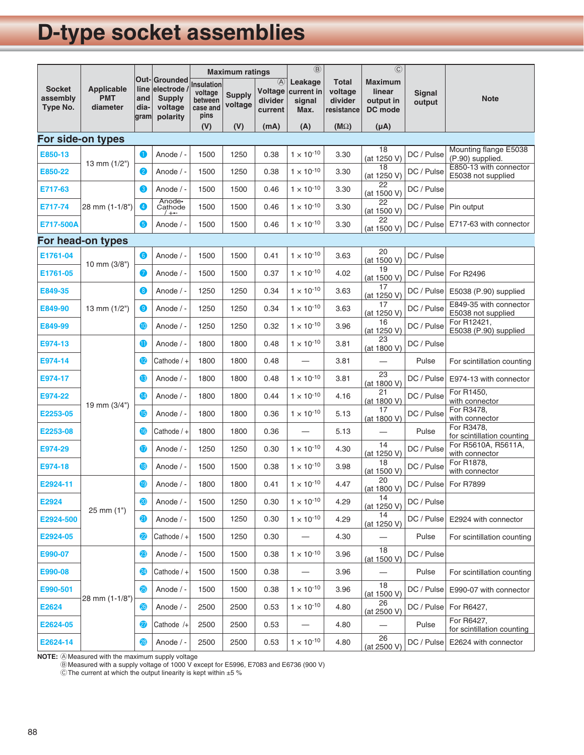# D-type socket assemblies

| Socket assembly Type No. | Applicable PMT diameter | Out-line and dia-gram | Grounded electrode / Supply voltage polarity | Maximum ratings | | | Ⓑ Leakage current in signal Max. | Total voltage divider resistance | Ⓒ Maximum linear output in DC mode | Signal output | Note |
|---|---|---|---|---|---|---|---|---|---|---|---|
| | | | | Insulation voltage between case and pins | Supply voltage | Ⓐ Voltage divider current | | | | | |
| | | | | (V) | (V) | (mA) | (A) | (MΩ) | (μA) | | |
| **For side-on types** | | | | | | | | | | | |
| E850-13 | 13 mm (1/2") | ❶ | Anode / - | 1500 | 1250 | 0.38 | $1 \times 10^{-10}$ | 3.30 | 18 (at 1250 V) | DC / Pulse | Mounting flange E5038 (P.90) supplied. |
| E850-22 | | ❷ | Anode / - | 1500 | 1250 | 0.38 | $1 \times 10^{-10}$ | 3.30 | 18 (at 1250 V) | DC / Pulse | E850-13 with connector E5038 not supplied |
| E717-63 | 28 mm (1-1/8") | ❸ | Anode / - | 1500 | 1500 | 0.46 | $1 \times 10^{-10}$ | 3.30 | 22 (at 1500 V) | DC / Pulse | |
| E717-74 | | ❹ | Anode• Cathode / +•- | 1500 | 1500 | 0.46 | $1 \times 10^{-10}$ | 3.30 | 22 (at 1500 V) | DC / Pulse | Pin output |
| E717-500A | | ❺ | Anode / - | 1500 | 1500 | 0.46 | $1 \times 10^{-10}$ | 3.30 | 22 (at 1500 V) | DC / Pulse | E717-63 with connector |
| **For head-on types** | | | | | | | | | | | |
| E1761-04 | 10 mm (3/8") | ❻ | Anode / - | 1500 | 1500 | 0.41 | $1 \times 10^{-10}$ | 3.63 | 20 (at 1500 V) | DC / Pulse | |
| E1761-05 | | ❼ | Anode / - | 1500 | 1500 | 0.37 | $1 \times 10^{-10}$ | 4.02 | 19 (at 1500 V) | DC / Pulse | For R2496 |
| E849-35 | 13 mm (1/2") | ❽ | Anode / - | 1250 | 1250 | 0.34 | $1 \times 10^{-10}$ | 3.63 | 17 (at 1250 V) | DC / Pulse | E5038 (P.90) supplied |
| E849-90 | | ❾ | Anode / - | 1250 | 1250 | 0.34 | $1 \times 10^{-10}$ | 3.63 | 17 (at 1250 V) | DC / Pulse | E849-35 with connector E5038 not supplied |
| E849-99 | | ❿ | Anode / - | 1250 | 1250 | 0.32 | $1 \times 10^{-10}$ | 3.96 | 16 (at 1250 V) | DC / Pulse | For R12421, E5038 (P.90) supplied |
| E974-13 | 19 mm (3/4") | ⓫ | Anode / - | 1800 | 1800 | 0.48 | $1 \times 10^{-10}$ | 3.81 | 23 (at 1800 V) | DC / Pulse | |
| E974-14 | | ⓬ | Cathode / + | 1800 | 1800 | 0.48 | — | 3.81 | — | Pulse | For scintillation counting |
| E974-17 | | ⓭ | Anode / - | 1800 | 1800 | 0.48 | $1 \times 10^{-10}$ | 3.81 | 23 (at 1800 V) | DC / Pulse | E974-13 with connector |
| E974-22 | | ⓮ | Anode / - | 1800 | 1800 | 0.44 | $1 \times 10^{-10}$ | 4.16 | 21 (at 1800 V) | DC / Pulse | For R1450, with connector |
| E2253-05 | | ⓯ | Anode / - | 1800 | 1800 | 0.36 | $1 \times 10^{-10}$ | 5.13 | 17 (at 1800 V) | DC / Pulse | For R3478, with connector |
| E2253-08 | | ⓰ | Cathode / + | 1800 | 1800 | 0.36 | — | 5.13 | — | Pulse | For R3478, for scintillation counting |
| E974-29 | | ⓱ | Anode / - | 1250 | 1250 | 0.30 | $1 \times 10^{-10}$ | 4.30 | 14 (at 1250 V) | DC / Pulse | For R5610A, R5611A, with connector |
| E974-18 | | ⓲ | Anode / - | 1500 | 1500 | 0.38 | $1 \times 10^{-10}$ | 3.98 | 18 (at 1500 V) | DC / Pulse | For R1878, with connector |
| E2924-11 | 25 mm (1") | ⓳ | Anode / - | 1800 | 1800 | 0.41 | $1 \times 10^{-10}$ | 4.47 | 20 (at 1800 V) | DC / Pulse | For R7899 |
| E2924 | | ⓴ | Anode / - | 1500 | 1250 | 0.30 | $1 \times 10^{-10}$ | 4.29 | 14 (at 1250 V) | DC / Pulse | |
| E2924-500 | | ㉑ | Anode / - | 1500 | 1250 | 0.30 | $1 \times 10^{-10}$ | 4.29 | 14 (at 1250 V) | DC / Pulse | E2924 with connector |
| E2924-05 | | ㉒ | Cathode / + | 1500 | 1250 | 0.30 | — | 4.30 | — | Pulse | For scintillation counting |
| E990-07 | 28 mm (1-1/8") | ㉓ | Anode / - | 1500 | 1500 | 0.38 | $1 \times 10^{-10}$ | 3.96 | 18 (at 1500 V) | DC / Pulse | |
| E990-08 | | ㉔ | Cathode / + | 1500 | 1500 | 0.38 | — | 3.96 | — | Pulse | For scintillation counting |
| E990-501 | | ㉕ | Anode / - | 1500 | 1500 | 0.38 | $1 \times 10^{-10}$ | 3.96 | 18 (at 1500 V) | DC / Pulse | E990-07 with connector |
| E2624 | | ㉖ | Anode / - | 2500 | 2500 | 0.53 | $1 \times 10^{-10}$ | 4.80 | 26 (at 2500 V) | DC / Pulse | For R6427, |
| E2624-05 | | ㉗ | Cathode /+ | 2500 | 2500 | 0.53 | — | 4.80 | — | Pulse | For R6427, for scintillation counting |
| E2624-14 | | ㉘ | Anode / - | 2500 | 2500 | 0.53 | $1 \times 10^{-10}$ | 4.80 | 26 (at 2500 V) | DC / Pulse | E2624 with connector |

**NOTE:** Ⓐ Measured with the maximum supply voltage
Ⓑ Measured with a supply voltage of 1000 V except for E5996, E7083 and E6736 (900 V)
Ⓒ The current at which the output linearity is kept within ±5 %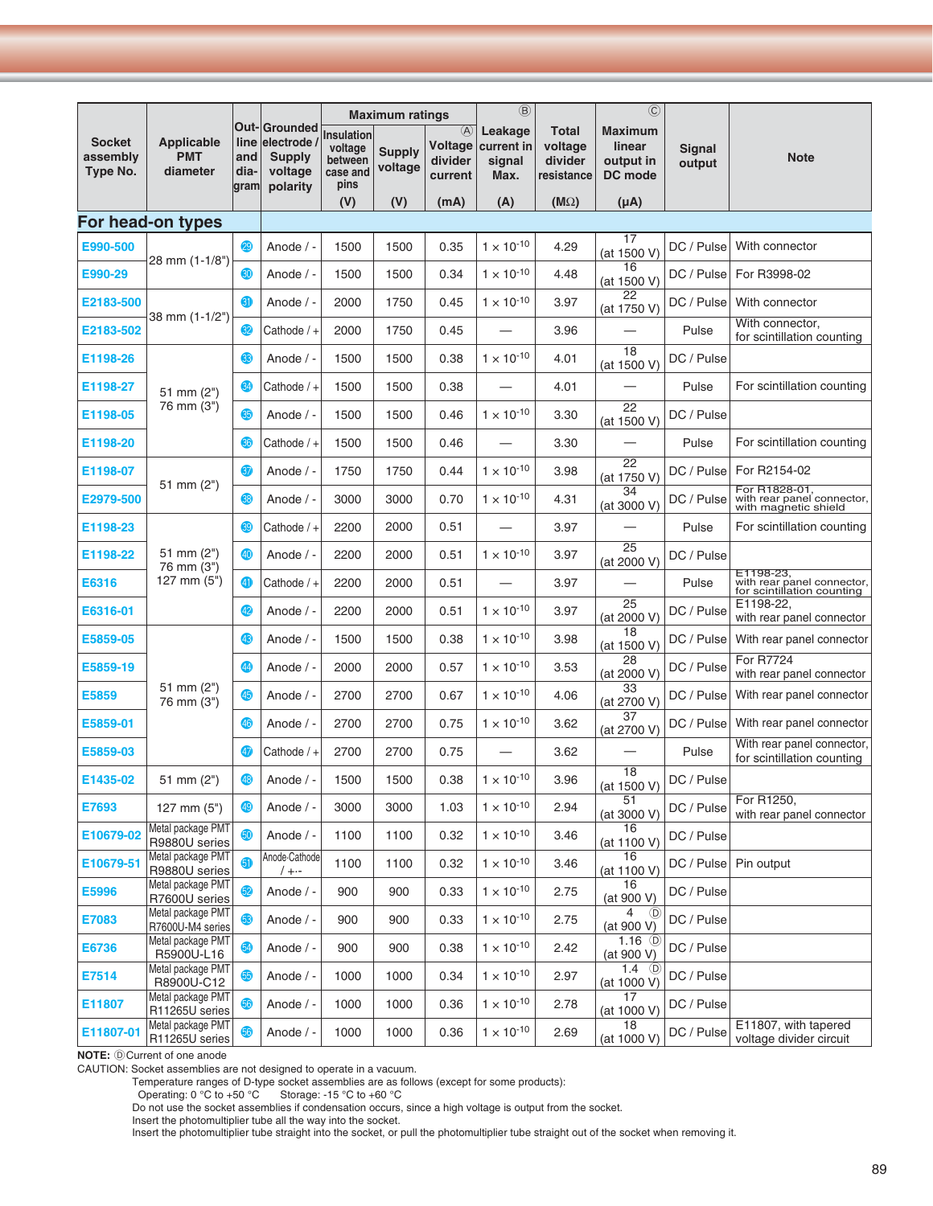| Socket assembly Type No. | Applicable PMT diameter | Out-line and dia-gram | Grounded electrode / Supply voltage polarity | Maximum ratings | | Ⓐ Voltage divider current | Ⓑ Leakage current in signal Max. | Total voltage divider resistance | Ⓒ Maximum linear output in DC mode | Signal output | Note |
|---|---|---|---|---|---|---|---|---|---|---|---|
| | | | | Insulation voltage between case and pins | Supply voltage | | | | | | |
| | | | | (V) | (V) | (mA) | (A) | (MΩ) | (μA) | | |
| **For head-on types** | | | | | | | | | | | |
| E990-500 | 28 mm (1-1/8") | 29 | Anode / - | 1500 | 1500 | 0.35 | $1 \times 10^{-10}$ | 4.29 | 17 (at 1500 V) | DC / Pulse | With connector |
| E990-29 | 28 mm (1-1/8") | 30 | Anode / - | 1500 | 1500 | 0.34 | $1 \times 10^{-10}$ | 4.48 | 16 (at 1500 V) | DC / Pulse | For R3998-02 |
| E2183-500 | 38 mm (1-1/2") | 31 | Anode / - | 2000 | 1750 | 0.45 | $1 \times 10^{-10}$ | 3.97 | 22 (at 1750 V) | DC / Pulse | With connector |
| E2183-502 | 38 mm (1-1/2") | 32 | Cathode / + | 2000 | 1750 | 0.45 | — | 3.96 | — | Pulse | With connector, for scintillation counting |
| E1198-26 | 51 mm (2") 76 mm (3") | 33 | Anode / - | 1500 | 1500 | 0.38 | $1 \times 10^{-10}$ | 4.01 | 18 (at 1500 V) | DC / Pulse | |
| E1198-27 | 51 mm (2") 76 mm (3") | 34 | Cathode / + | 1500 | 1500 | 0.38 | — | 4.01 | — | Pulse | For scintillation counting |
| E1198-05 | 51 mm (2") 76 mm (3") | 35 | Anode / - | 1500 | 1500 | 0.46 | $1 \times 10^{-10}$ | 3.30 | 22 (at 1500 V) | DC / Pulse | |
| E1198-20 | 51 mm (2") 76 mm (3") | 36 | Cathode / + | 1500 | 1500 | 0.46 | — | 3.30 | — | Pulse | For scintillation counting |
| E1198-07 | 51 mm (2") | 37 | Anode / - | 1750 | 1750 | 0.44 | $1 \times 10^{-10}$ | 3.98 | 22 (at 1750 V) | DC / Pulse | For R2154-02 |
| E2979-500 | 51 mm (2") | 38 | Anode / - | 3000 | 3000 | 0.70 | $1 \times 10^{-10}$ | 4.31 | 34 (at 3000 V) | DC / Pulse | For R1828-01, with rear panel connector, with magnetic shield |
| E1198-23 | 51 mm (2") 76 mm (3") 127 mm (5") | 39 | Cathode / + | 2200 | 2000 | 0.51 | — | 3.97 | — | Pulse | For scintillation counting |
| E1198-22 | 51 mm (2") 76 mm (3") 127 mm (5") | 40 | Anode / - | 2200 | 2000 | 0.51 | $1 \times 10^{-10}$ | 3.97 | 25 (at 2000 V) | DC / Pulse | |
| E6316 | 51 mm (2") 76 mm (3") 127 mm (5") | 41 | Cathode / + | 2200 | 2000 | 0.51 | — | 3.97 | — | Pulse | E1198-23, with rear panel connector, for scintillation counting |
| E6316-01 | 51 mm (2") 76 mm (3") 127 mm (5") | 42 | Anode / - | 2200 | 2000 | 0.51 | $1 \times 10^{-10}$ | 3.97 | 25 (at 2000 V) | DC / Pulse | E1198-22, with rear panel connector |
| E5859-05 | 51 mm (2") 76 mm (3") | 43 | Anode / - | 1500 | 1500 | 0.38 | $1 \times 10^{-10}$ | 3.98 | 18 (at 1500 V) | DC / Pulse | With rear panel connector |
| E5859-19 | 51 mm (2") 76 mm (3") | 44 | Anode / - | 2000 | 2000 | 0.57 | $1 \times 10^{-10}$ | 3.53 | 28 (at 2000 V) | DC / Pulse | For R7724 with rear panel connector |
| E5859 | 51 mm (2") 76 mm (3") | 45 | Anode / - | 2700 | 2700 | 0.67 | $1 \times 10^{-10}$ | 4.06 | 33 (at 2700 V) | DC / Pulse | With rear panel connector |
| E5859-01 | 51 mm (2") 76 mm (3") | 46 | Anode / - | 2700 | 2700 | 0.75 | $1 \times 10^{-10}$ | 3.62 | 37 (at 2700 V) | DC / Pulse | With rear panel connector |
| E5859-03 | 51 mm (2") 76 mm (3") | 47 | Cathode / + | 2700 | 2700 | 0.75 | — | 3.62 | — | Pulse | With rear panel connector, for scintillation counting |
| E1435-02 | 51 mm (2") | 48 | Anode / - | 1500 | 1500 | 0.38 | $1 \times 10^{-10}$ | 3.96 | 18 (at 1500 V) | DC / Pulse | |
| E7693 | 127 mm (5") | 49 | Anode / - | 3000 | 3000 | 1.03 | $1 \times 10^{-10}$ | 2.94 | 51 (at 3000 V) | DC / Pulse | For R1250, with rear panel connector |
| E10679-02 | Metal package PMT R9880U series | 50 | Anode / - | 1100 | 1100 | 0.32 | $1 \times 10^{-10}$ | 3.46 | 16 (at 1100 V) | DC / Pulse | |
| E10679-51 | Metal package PMT R9880U series | 51 | Anode·Cathode / +·- | 1100 | 1100 | 0.32 | $1 \times 10^{-10}$ | 3.46 | 16 (at 1100 V) | DC / Pulse | Pin output |
| E5996 | Metal package PMT R7600U series | 52 | Anode / - | 900 | 900 | 0.33 | $1 \times 10^{-10}$ | 2.75 | 16 (at 900 V) | DC / Pulse | |
| E7083 | Metal package PMT R7600U-M4 series | 53 | Anode / - | 900 | 900 | 0.33 | $1 \times 10^{-10}$ | 2.75 | 4 Ⓓ (at 900 V) | DC / Pulse | |
| E6736 | Metal package PMT R5900U-L16 | 54 | Anode / - | 900 | 900 | 0.38 | $1 \times 10^{-10}$ | 2.42 | 1.16 Ⓓ (at 900 V) | DC / Pulse | |
| E7514 | Metal package PMT R8900U-C12 | 55 | Anode / - | 1000 | 1000 | 0.34 | $1 \times 10^{-10}$ | 2.97 | 1.4 Ⓓ (at 1000 V) | DC / Pulse | |
| E11807 | Metal package PMT R11265U series | 56 | Anode / - | 1000 | 1000 | 0.36 | $1 \times 10^{-10}$ | 2.78 | 17 (at 1000 V) | DC / Pulse | |
| E11807-01 | Metal package PMT R11265U series | 56 | Anode / - | 1000 | 1000 | 0.36 | $1 \times 10^{-10}$ | 2.69 | 18 (at 1000 V) | DC / Pulse | E11807, with tapered voltage divider circuit |

**NOTE:** Ⓓ Current of one anode

CAUTION: Socket assemblies are not designed to operate in a vacuum.
Temperature ranges of D-type socket assemblies are as follows (except for some products):
Operating: 0 °C to +50 °C  Storage: -15 °C to +60 °C
Do not use the socket assemblies if condensation occurs, since a high voltage is output from the socket.
Insert the photomultiplier tube all the way into the socket.
Insert the photomultiplier tube straight into the socket, or pull the photomultiplier tube straight out of the socket when removing it.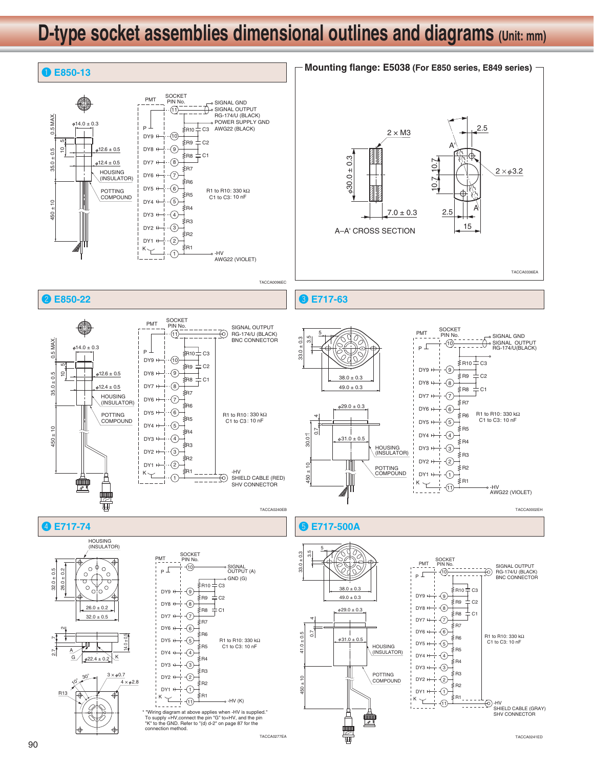# D-type socket assemblies dimensional outlines and diagrams (Unit: mm)

## 1 E850-13

φ14.0 ± 0.3

0.5 MAX.

10.5

35.0 ± 0.5

φ12.6 ± 0.5

φ12.4 ± 0.5

HOUSING (INSULATOR)

POTTING COMPOUND

450 ± 10

PMT — SOCKET PIN No.

SIGNAL GND
SIGNAL OUTPUT
RG-174/U (BLACK)
POWER SUPPLY GND
AWG22 (BLACK)

P, DY9, DY8, DY7, DY6, DY5, DY4, DY3, DY2, DY1, K

R1 to R10: 330 kΩ
C1 to C3: 10 nF

-HV
AWG22 (VIOLET)

TACCA0096EC

## Mounting flange: E5038 (For E850 series, E849 series)

2 × M3

φ30.0 ± 0.3

7.0 ± 0.3

A–A' CROSS SECTION

2.5

10.7 10.7

2 × φ3.2

2.5

15

TACCA0336EA

## 2 E850-22

φ14.0 ± 0.3

0.5 MAX.

10.5

35.0 ± 0.5

φ12.6 ± 0.5

φ12.4 ± 0.5

HOUSING (INSULATOR)

POTTING COMPOUND

450 ± 10

PMT — SOCKET PIN No.

SIGNAL OUTPUT
RG-174/U (BLACK)
BNC CONNECTOR

R1 to R10 : 330 kΩ
C1 to C3 : 10 nF

-HV
SHIELD CABLE (RED)
SHV CONNECTOR

TACCA0240EB

## 3 E717-63

33.0 ± 0.3

3.5

5

38.0 ± 0.3

49.0 ± 0.3

φ29.0 ± 0.3

4

0.7

30.0

φ31.0 ± 0.5

HOUSING (INSULATOR)

POTTING COMPOUND

450 ± 10

PMT — SOCKET PIN No.

SIGNAL GND
SIGNAL OUTPUT
RG-174/U(BLACK)

R1 to R10: 330 kΩ
C1 to C3: 10 nF

-HV
AWG22 (VIOLET)

TACCA0002EH

## 4 E717-74

HOUSING (INSULATOR)

32.0 ± 0.5

26.0 ± 0.2

26.0 ± 0.2

32.0 ± 0.5

2

7

2.7

14.0 ± 0.5

A G φ22.4 ± 0.2 K

10° 30° 3 × φ0.7

4 × φ2.8

R13

PMT — SOCKET PIN No.

SIGNAL OUTPUT (A)
GND (G)

R1 to R10: 330 kΩ
C1 to C3: 10 nF

-HV (K)

* "Wiring diagram at above applies when -HV is supplied." To supply +HV,connect the pin "G" to+HV, and the pin "K" to the GND. Refer to "(d) d-2" on page 87 for the connection method.

TACCA0277EA

## 5 E717-500A

33.0 ± 0.3

3.5

5

38.0 ± 0.3

49.0 ± 0.3

φ29.0 ± 0.3

4

0.7

41.0 ± 0.5

φ31.0 ± 0.5

HOUSING (INSULATOR)

POTTING COMPOUND

450 ± 10

PMT — SOCKET PIN No.

SIGNAL OUTPUT
RG-174/U (BLACK)
BNC CONNECTOR

R1 to R10: 330 kΩ
C1 to C3: 10 nF

-HV
SHIELD CABLE (GRAY)
SHV CONNECTOR

TACCA0241ED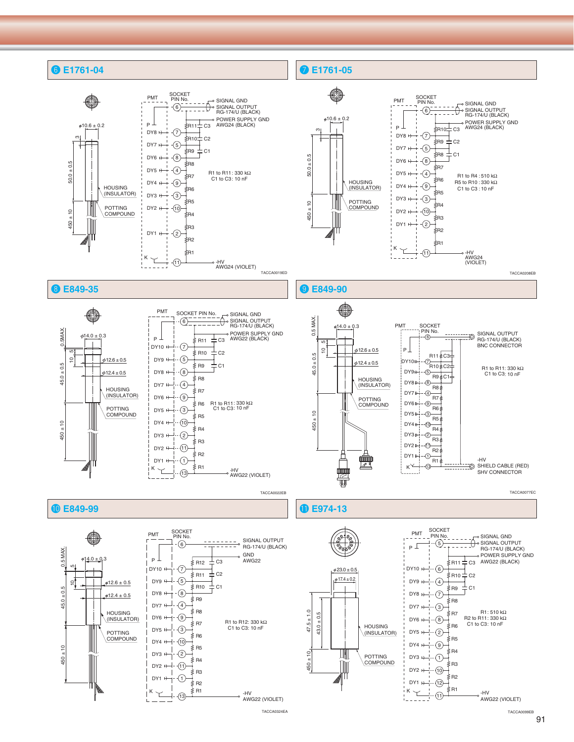## ⑥ E1761-04

φ10.6 ± 0.2

3

50.0 ± 0.5

450 ± 10

HOUSING (INSULATOR)

POTTING COMPOUND

PMT

SOCKET PIN No.

SIGNAL GND

SIGNAL OUTPUT RG-174/U (BLACK)

POWER SUPPLY GND AWG24 (BLACK)

R1 to R11: 330 kΩ
C1 to C3: 10 nF

-HV AWG24 (VIOLET)

TACCA0019ED

## ⑦ E1761-05

φ10.6 ± 0.2

3

50.0 ± 0.5

450 ± 10

HOUSING (INSULATOR)

POTTING COMPOUND

PMT

SOCKET PIN No.

SIGNAL GND

SIGNAL OUTPUT RG-174/U (BLACK)

POWER SUPPLY GND AWG24 (BLACK)

R1 to R4 : 510 kΩ
R5 to R10 : 330 kΩ
C1 to C3 : 10 nF

-HV AWG24 (VIOLET)

TACCA0208EB

## ⑧ E849-35

0.5MAX.

φ14.0 ± 0.3

10, 5

φ12.6 ± 0.5

φ12.4 ± 0.5

45.0 ± 0.5

450 ± 10

HOUSING (INSULATOR)

POTTING COMPOUND

PMT

SOCKET PIN No.

SIGNAL GND

SIGNAL OUTPUT RG-174/U (BLACK)

POWER SUPPLY GND AWG22 (BLACK)

R1 to R11: 330 kΩ
C1 to C3: 10 nF

-HV AWG22 (VIOLET)

TACCA0022EB

## ⑨ E849-90

0.5 MAX.

φ14.0 ± 0.3

10, 5

φ12.6 ± 0.5

φ12.4 ± 0.5

45.0 ± 0.5

450 ± 10

HOUSING (INSULATOR)

POTTING COMPOUND

PMT

SOCKET PIN No.

SIGNAL OUTPUT RG-174/U (BLACK) BNC CONNECTOR

R1 to R11: 330 kΩ
C1 to C3: 10 nF

-HV SHIELD CABLE (RED) SHV CONNECTOR

TACCA0077EC

## ⑩ E849-99

0.5 MAX.

φ14.0 ± 0.3

10, 5

φ12.6 ± 0.5

φ12.4 ± 0.5

45.0 ± 0.5

450 ± 10

HOUSING (INSULATOR)

POTTING COMPOUND

PMT

SOCKET PIN No.

SIGNAL OUTPUT RG-174/U (BLACK)

GND AWG22

R1 to R12: 330 kΩ
C1 to C3: 10 nF

-HV AWG22 (VIOLET)

TACCA0324EA

## ⑪ E974-13

φ23.0 ± 0.5

φ17.4 ± 0.2

47.5 ± 1.0

43.0 ± 0.5

450 ± 10

HOUSING (INSULATOR)

POTTING COMPOUND

PMT

SOCKET PIN No.

SIGNAL GND

SIGNAL OUTPUT RG-174/U (BLACK)

POWER SUPPLY GND AWG22 (BLACK)

R1: 510 kΩ
R2 to R11: 330 kΩ
C1 to C3: 10 nF

-HV AWG22 (VIOLET)

TACCA0099EB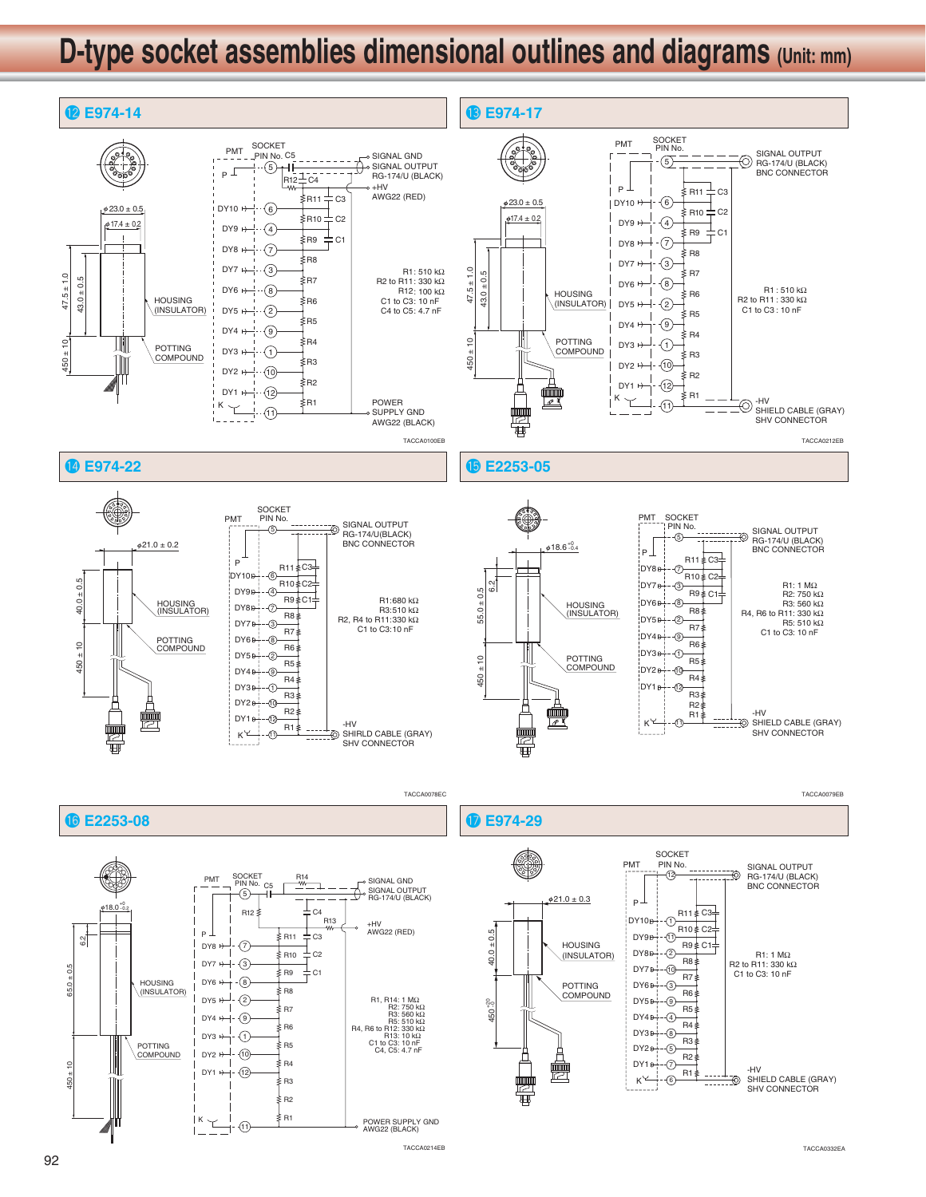# D-type socket assemblies dimensional outlines and diagrams (Unit: mm)

## ⑫ E974-14

φ23.0 ± 0.5
φ17.4 ± 0.2
47.5 ± 1.0
43.0 ± 0.5
450 ± 10
HOUSING (INSULATOR)
POTTING COMPOUND

PMT, SOCKET PIN No.
SIGNAL GND
SIGNAL OUTPUT RG-174/U (BLACK)
+HV AWG22 (RED)
POWER SUPPLY GND AWG22 (BLACK)

R1: 510 kΩ
R2 to R11: 330 kΩ
R12: 100 kΩ
C1 to C3: 10 nF
C4 to C5: 4.7 nF

TACCA0100EB

## ⑬ E974-17

φ23.0 ± 0.5
φ17.4 ± 0.2
47.5 ± 1.0
43.0 ± 0.5
450 ± 10
HOUSING (INSULATOR)
POTTING COMPOUND

PMT, SOCKET PIN No.
SIGNAL OUTPUT RG-174/U (BLACK) BNC CONNECTOR
-HV SHIELD CABLE (GRAY) SHV CONNECTOR

R1 : 510 kΩ
R2 to R11 : 330 kΩ
C1 to C3 : 10 nF

TACCA0212EB

## ⑭ E974-22

φ21.0 ± 0.2
40.0 ± 0.5
450 ± 10
HOUSING (INSULATOR)
POTTING COMPOUND

PMT, SOCKET PIN No.
SIGNAL OUTPUT RG-174/U(BLACK) BNC CONNECTOR
-HV SHIRLD CABLE (GRAY) SHV CONNECTOR

R1:680 kΩ
R3:510 kΩ
R2, R4 to R11:330 kΩ
C1 to C3:10 nF

TACCA0078EC

## ⑮ E2253-05

φ18.6 $^{+0}_{-0.4}$
6.2
55.0 ± 0.5
450 ± 10
HOUSING (INSULATOR)
POTTING COMPOUND

PMT, SOCKET PIN No.
SIGNAL OUTPUT RG-174/U (BLACK) BNC CONNECTOR
-HV SHIELD CABLE (GRAY) SHV CONNECTOR

R1: 1 MΩ
R2: 750 kΩ
R3: 560 kΩ
R4, R6 to R11: 330 kΩ
R5: 510 kΩ
C1 to C3: 10 nF

TACCA0079EB

## ⑯ E2253-08

φ18.0 $^{+0}_{-0.2}$
6.2
65.0 ± 0.5
450 ± 10
HOUSING (INSULATOR)
POTTING COMPOUND

PMT, SOCKET PIN No.
SIGNAL GND
SIGNAL OUTPUT RG-174/U (BLACK)
+HV AWG22 (RED)
POWER SUPPLY GND AWG22 (BLACK)

R1, R14: 1 MΩ
R2: 750 kΩ
R3: 560 kΩ
R5: 510 kΩ
R4, R6 to R12: 330 kΩ
R13: 10 kΩ
C1 to C3: 10 nF
C4, C5: 4.7 nF

TACCA0214EB

## ⑰ E974-29

φ21.0 ± 0.3
40.0 ± 0.5
450 $^{+20}_{-0}$
HOUSING (INSULATOR)
POTTING COMPOUND

PMT, SOCKET PIN No.
SIGNAL OUTPUT RG-174/U (BLACK) BNC CONNECTOR
-HV SHIELD CABLE (GRAY) SHV CONNECTOR

R1: 1 MΩ
R2 to R11: 330 kΩ
C1 to C3: 10 nF

TACCA0332EA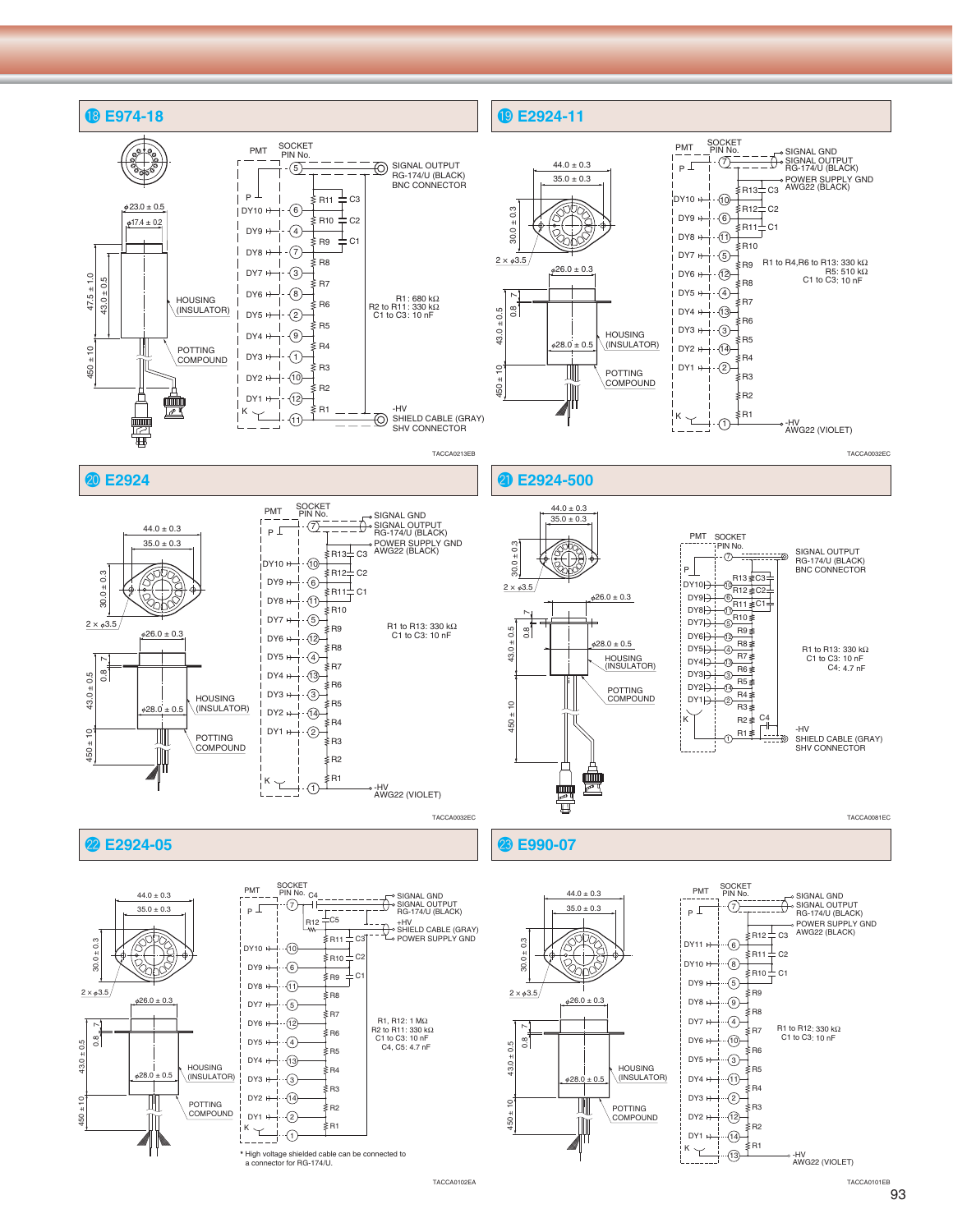## ⑱ E974-18

φ23.0 ± 0.5
φ17.4 ± 0.2
47.5 ± 1.0
43.0 ± 0.5
450 ± 10
HOUSING (INSULATOR)
POTTING COMPOUND

PMT / SOCKET PIN No.

| Electrode | Pin No. |
|---|---|
| P | 5 |
| DY10 | 6 |
| DY9 | 4 |
| DY8 | 7 |
| DY7 | 3 |
| DY6 | 8 |
| DY5 | 2 |
| DY4 | 9 |
| DY3 | 1 |
| DY2 | 10 |
| DY1 | 12 |
| K | 11 |

SIGNAL OUTPUT RG-174/U (BLACK) BNC CONNECTOR

-HV SHIELD CABLE (GRAY) SHV CONNECTOR

R1: 680 kΩ
R2 to R11: 330 kΩ
C1 to C3: 10 nF

TACCA0213EB

## ⑲ E2924-11

44.0 ± 0.3
35.0 ± 0.3
30.0 ± 0.3
2 × φ3.5
φ26.0 ± 0.3
φ28.0 ± 0.5
43.0 ± 0.5
0.8
7
450 ± 10
HOUSING (INSULATOR)
POTTING COMPOUND

PMT / SOCKET PIN No.

| Electrode | Pin No. |
|---|---|
| P | 7 |
| DY10 | 10 |
| DY9 | 6 |
| DY8 | 11 |
| DY7 | 5 |
| DY6 | 12 |
| DY5 | 4 |
| DY4 | 13 |
| DY3 | 3 |
| DY2 | 14 |
| DY1 | 2 |
| K | 1 |

SIGNAL GND
SIGNAL OUTPUT RG-174/U (BLACK)
POWER SUPPLY GND AWG22 (BLACK)
-HV AWG22 (VIOLET)

R1 to R4,R6 to R13: 330 kΩ
R5: 510 kΩ
C1 to C3: 10 nF

TACCA0032EC

## ⑳ E2924

44.0 ± 0.3
35.0 ± 0.3
30.0 ± 0.3
2 × φ3.5
φ26.0 ± 0.3
φ28.0 ± 0.5
43.0 ± 0.5
0.8
7
450 ± 10
HOUSING (INSULATOR)
POTTING COMPOUND

PMT / SOCKET PIN No.

| Electrode | Pin No. |
|---|---|
| P | 7 |
| DY10 | 10 |
| DY9 | 6 |
| DY8 | 11 |
| DY7 | 5 |
| DY6 | 12 |
| DY5 | 4 |
| DY4 | 13 |
| DY3 | 3 |
| DY2 | 14 |
| DY1 | 2 |
| K | 1 |

SIGNAL GND
SIGNAL OUTPUT RG-174/U (BLACK)
POWER SUPPLY GND AWG22 (BLACK)
-HV AWG22 (VIOLET)

R1 to R13: 330 kΩ
C1 to C3: 10 nF

TACCA0032EC

## ㉑ E2924-500

44.0 ± 0.3
35.0 ± 0.3
30.0 ± 0.3
2 × φ3.5
φ26.0 ± 0.3
φ28.0 ± 0.5
43.0 ± 0.5
0.8
7
450 ± 10
HOUSING (INSULATOR)
POTTING COMPOUND

PMT / SOCKET PIN No.

| Electrode | Pin No. |
|---|---|
| P | 7 |
| DY10 | 10 |
| DY9 | 6 |
| DY8 | 11 |
| DY7 | 5 |
| DY6 | 12 |
| DY5 | 4 |
| DY4 | 13 |
| DY3 | 3 |
| DY2 | 14 |
| DY1 | 2 |
| K | 1 |

SIGNAL OUTPUT RG-174/U (BLACK) BNC CONNECTOR

-HV SHIELD CABLE (GRAY) SHV CONNECTOR

R1 to R13: 330 kΩ
C1 to C3: 10 nF
C4: 4.7 nF

TACCA0081EC

## ㉒ E2924-05

44.0 ± 0.3
35.0 ± 0.3
30.0 ± 0.3
2 × φ3.5
φ26.0 ± 0.3
φ28.0 ± 0.5
43.0 ± 0.5
0.8
7
450 ± 10
HOUSING (INSULATOR)
POTTING COMPOUND

PMT / SOCKET PIN No.

| Electrode | Pin No. |
|---|---|
| P | 7 |
| DY10 | 10 |
| DY9 | 6 |
| DY8 | 11 |
| DY7 | 5 |
| DY6 | 12 |
| DY5 | 4 |
| DY4 | 13 |
| DY3 | 3 |
| DY2 | 14 |
| DY1 | 2 |
| K | 1 |

SIGNAL GND
SIGNAL OUTPUT RG-174/U (BLACK)
+HV SHIELD CABLE (GRAY)
POWER SUPPLY GND

R1, R12: 1 MΩ
R2 to R11: 330 kΩ
C1 to C3: 10 nF
C4, C5: 4.7 nF

\* High voltage shielded cable can be connected to a connector for RG-174/U.

TACCA0102EA

## ㉓ E990-07

44.0 ± 0.3
35.0 ± 0.3
30.0 ± 0.3
2 × φ3.5
φ26.0 ± 0.3
φ28.0 ± 0.5
43.0 ± 0.5
0.8
7
450 ± 10
HOUSING (INSULATOR)
POTTING COMPOUND

PMT / SOCKET PIN No.

| Electrode | Pin No. |
|---|---|
| P | 7 |
| DY11 | 6 |
| DY10 | 8 |
| DY9 | 5 |
| DY8 | 9 |
| DY7 | 4 |
| DY6 | 10 |
| DY5 | 3 |
| DY4 | 11 |
| DY3 | 2 |
| DY2 | 12 |
| DY1 | 14 |
| K | 13 |

SIGNAL GND
SIGNAL OUTPUT RG-174/U (BLACK)
POWER SUPPLY GND AWG22 (BLACK)
-HV AWG22 (VIOLET)

R1 to R12: 330 kΩ
C1 to C3: 10 nF

TACCA0101EB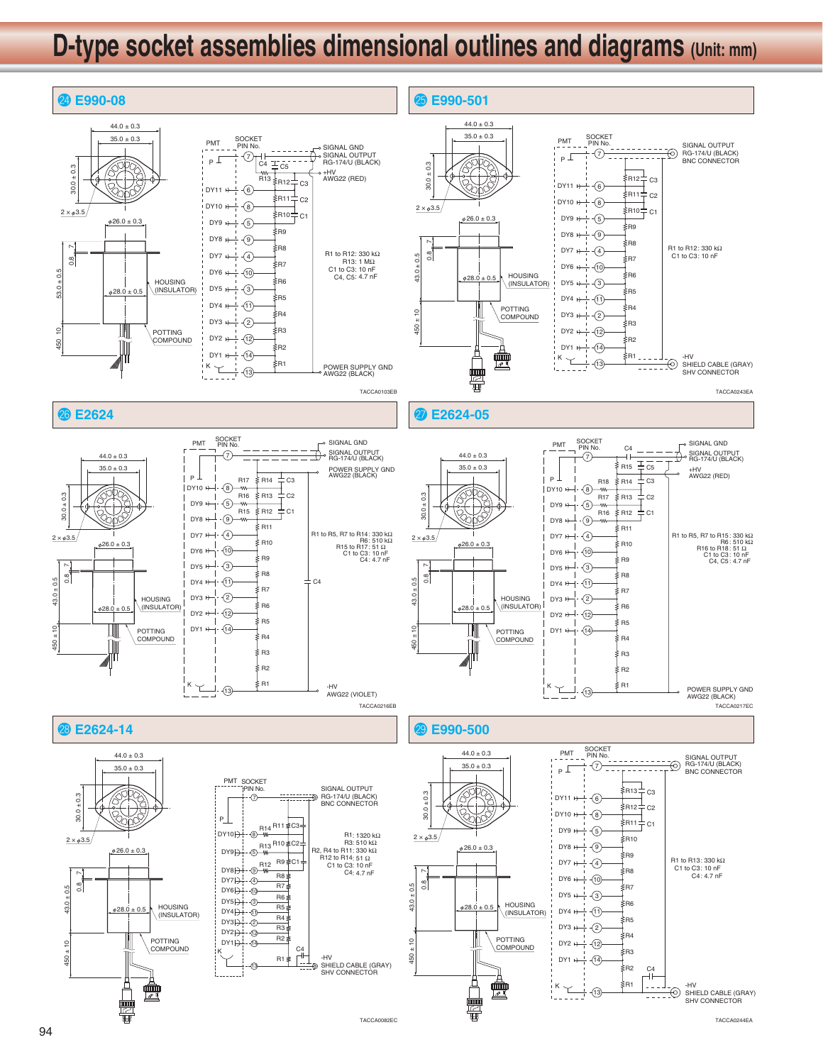# D-type socket assemblies dimensional outlines and diagrams (Unit: mm)

## ㉔ E990-08

44.0 ± 0.3
35.0 ± 0.3
30.0 ± 0.3
2 × φ3.5
φ26.0 ± 0.3
0.8
7
53.0 ± 0.5
φ28.0 ± 0.5
HOUSING (INSULATOR)
POTTING COMPOUND
450 ± 10

PMT / SOCKET PIN No.

P — 7; DY11 — 6; DY10 — 8; DY9 — 5; DY8 — 9; DY7 — 4; DY6 — 10; DY5 — 3; DY4 — 11; DY3 — 2; DY2 — 12; DY1 — 14; K — 13

SIGNAL GND
SIGNAL OUTPUT RG-174/U (BLACK)
+HV AWG22 (RED)
POWER SUPPLY GND AWG22 (BLACK)

R1 to R12: 330 kΩ
R13: 1 MΩ
C1 to C3: 10 nF
C4, C5: 4.7 nF

TACCA0103EB

## ㉕ E990-501

44.0 ± 0.3
35.0 ± 0.3
30.0 ± 0.3
2 × φ3.5
φ26.0 ± 0.3
0.8
7
43.0 ± 0.5
φ28.0 ± 0.5
HOUSING (INSULATOR)
POTTING COMPOUND
450 ± 10

PMT / SOCKET PIN No.

P — 7; DY11 — 6; DY10 — 8; DY9 — 5; DY8 — 9; DY7 — 4; DY6 — 10; DY5 — 3; DY4 — 11; DY3 — 2; DY2 — 12; DY1 — 14; K — 13

SIGNAL OUTPUT RG-174/U (BLACK) BNC CONNECTOR
-HV SHIELD CABLE (GRAY) SHV CONNECTOR

R1 to R12: 330 kΩ
C1 to C3: 10 nF

TACCA0243EA

## ㉖ E2624

44.0 ± 0.3
35.0 ± 0.3
30.0 ± 0.3
2 × φ3.5
φ26.0 ± 0.3
0.8
7
43.0 ± 0.5
φ28.0 ± 0.5
HOUSING (INSULATOR)
POTTING COMPOUND
450 ± 10

PMT / SOCKET PIN No.

P — 7; DY10 — 8; DY9 — 5; DY8 — 9; DY7 — 4; DY6 — 10; DY5 — 3; DY4 — 11; DY3 — 2; DY2 — 12; DY1 — 14; K — 13

SIGNAL GND
SIGNAL OUTPUT RG-174/U (BLACK)
POWER SUPPLY GND AWG22 (BLACK)
-HV AWG22 (VIOLET)

R1 to R5, R7 to R14: 330 kΩ
R6: 510 kΩ
R15 to R17: 51 Ω
C1 to C3: 10 nF
C4: 4.7 nF

TACCA0216EB

## ㉗ E2624-05

44.0 ± 0.3
35.0 ± 0.3
30.0 ± 0.3
2 × φ3.5
φ26.0 ± 0.3
0.8
7
43.0 ± 0.5
φ28.0 ± 0.5
HOUSING (INSULATOR)
POTTING COMPOUND
450 ± 10

PMT / SOCKET PIN No.

P — 7; DY10 — 8; DY9 — 5; DY8 — 9; DY7 — 4; DY6 — 10; DY5 — 3; DY4 — 11; DY3 — 2; DY2 — 12; DY1 — 14; K — 13

SIGNAL GND
SIGNAL OUTPUT RG-174/U (BLACK)
+HV AWG22 (RED)
POWER SUPPLY GND AWG22 (BLACK)

R1 to R5, R7 to R15: 330 kΩ
R6: 510 kΩ
R16 to R18: 51 Ω
C1 to C3: 10 nF
C4, C5: 4.7 nF

TACCA0217EC

## ㉘ E2624-14

44.0 ± 0.3
35.0 ± 0.3
30.0 ± 0.3
2 × φ3.5
φ26.0 ± 0.3
0.8
7
43.0 ± 0.5
φ28.0 ± 0.5
HOUSING (INSULATOR)
POTTING COMPOUND
450 ± 10

PMT / SOCKET PIN No.

P — 7; DY10 — 8; DY9 — 5; DY8 — 9; DY7 — 4; DY6 — 10; DY5 — 3; DY4 — 11; DY3 — 2; DY2 — 12; DY1 — 14; K — 13

SIGNAL OUTPUT RG-174/U (BLACK) BNC CONNECTOR
-HV SHIELD CABLE (GRAY) SHV CONNECTOR

R1: 1320 kΩ
R3: 510 kΩ
R2, R4 to R11: 330 kΩ
R12 to R14: 51 Ω
C1 to C3: 10 nF
C4: 4.7 nF

TACCA0082EC

## ㉙ E990-500

44.0 ± 0.3
35.0 ± 0.3
30.0 ± 0.3
2 × φ3.5
φ26.0 ± 0.3
0.8
7
43.0 ± 0.5
φ28.0 ± 0.5
HOUSING (INSULATOR)
POTTING COMPOUND
450 ± 10

PMT / SOCKET PIN No.

P — 7; DY11 — 6; DY10 — 8; DY9 — 5; DY8 — 9; DY7 — 4; DY6 — 10; DY5 — 3; DY4 — 11; DY3 — 2; DY2 — 12; DY1 — 14; K — 13

SIGNAL OUTPUT RG-174/U (BLACK) BNC CONNECTOR
-HV SHIELD CABLE (GRAY) SHV CONNECTOR

R1 to R13: 330 kΩ
C1 to C3: 10 nF
C4: 4.7 nF

TACCA0244EA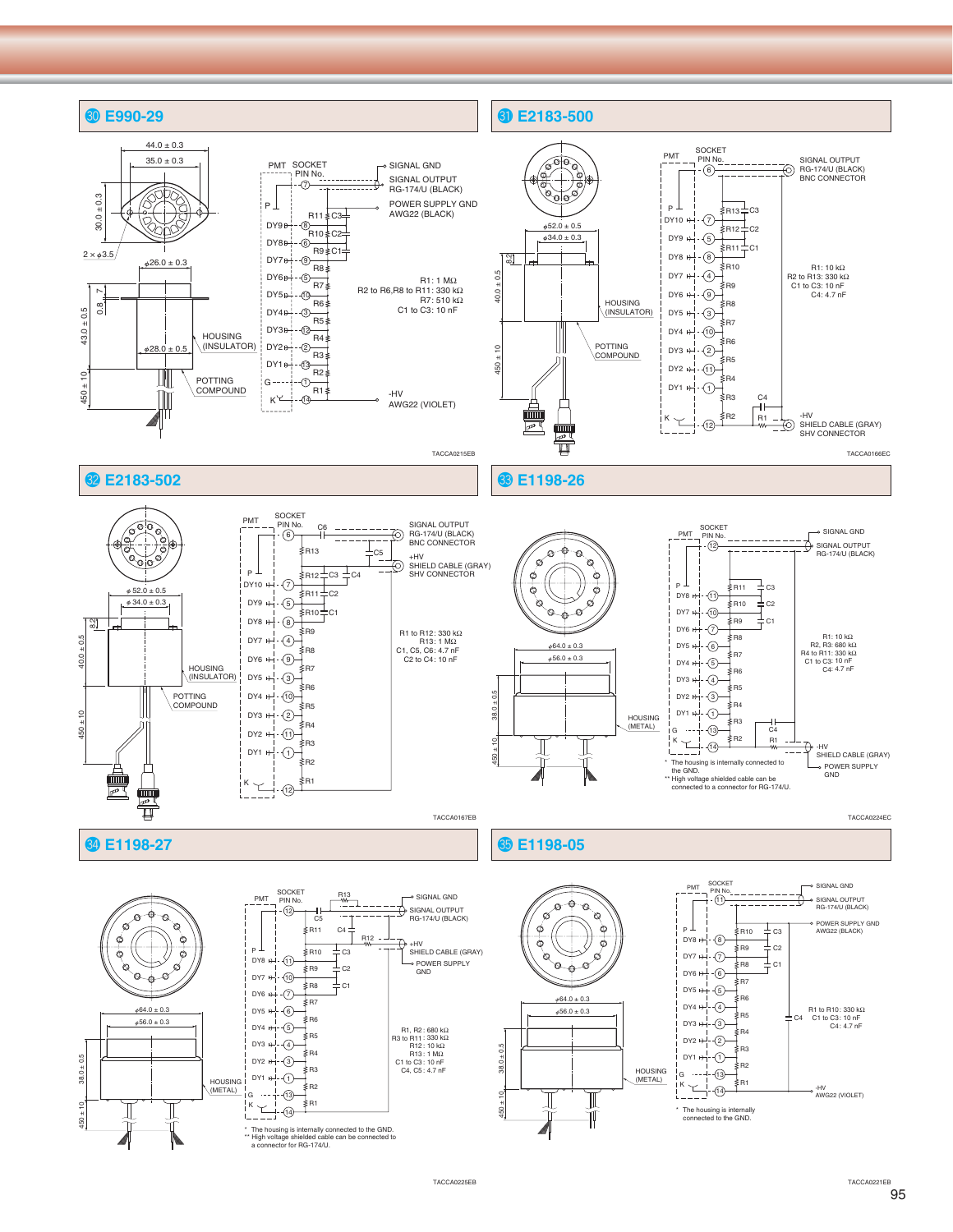## ㉚ E990-29

44.0 ± 0.3
35.0 ± 0.3
30.0 ± 0.3
2 × φ3.5
φ26.0 ± 0.3
0.8
7
43.0 ± 0.5
φ28.0 ± 0.5
450 ± 10
HOUSING (INSULATOR)
POTTING COMPOUND

PMT SOCKET PIN No.

SIGNAL GND
SIGNAL OUTPUT RG-174/U (BLACK)
POWER SUPPLY GND AWG22 (BLACK)
-HV AWG22 (VIOLET)

R1: 1 MΩ
R2 to R6,R8 to R11: 330 kΩ
R7: 510 kΩ
C1 to C3: 10 nF

TACCA0215EB

## ㉛ E2183-500

φ52.0 ± 0.5
φ34.0 ± 0.3
8.2
40.0 ± 0.5
450 ± 10
HOUSING (INSULATOR)
POTTING COMPOUND

PMT SOCKET PIN No.

SIGNAL OUTPUT RG-174/U (BLACK) BNC CONNECTOR
-HV SHIELD CABLE (GRAY) SHV CONNECTOR

R1: 10 kΩ
R2 to R13: 330 kΩ
C1 to C3: 10 nF
C4: 4.7 nF

TACCA0166EC

## ㉜ E2183-502

φ52.0 ± 0.5
φ34.0 ± 0.3
8.2
40.0 ± 0.5
450 ± 10
HOUSING (INSULATOR)
POTTING COMPOUND

PMT SOCKET PIN No.

SIGNAL OUTPUT RG-174/U (BLACK) BNC CONNECTOR
+HV SHIELD CABLE (GRAY) SHV CONNECTOR

R1 to R12: 330 kΩ
R13: 1 MΩ
C1, C5, C6: 4.7 nF
C2 to C4: 10 nF

TACCA0167EB

## ㉝ E1198-26

φ64.0 ± 0.3
φ56.0 ± 0.3
38.0 ± 0.5
450 ± 10
HOUSING (METAL)

PMT SOCKET PIN No.

SIGNAL GND
SIGNAL OUTPUT RG-174/U (BLACK)
-HV SHIELD CABLE (GRAY)
POWER SUPPLY GND

R1: 10 kΩ
R2, R3: 680 kΩ
R4 to R11: 330 kΩ
C1 to C3: 10 nF
C4: 4.7 nF

\* The housing is internally connected to the GND.
\*\* High voltage shielded cable can be connected to a connector for RG-174/U.

TACCA0224EC

## ㉞ E1198-27

φ64.0 ± 0.3
φ56.0 ± 0.3
38.0 ± 0.5
450 ± 10
HOUSING (METAL)

PMT SOCKET PIN No.

SIGNAL GND
SIGNAL OUTPUT RG-174/U (BLACK)
+HV SHIELD CABLE (GRAY)
POWER SUPPLY GND

R1, R2 : 680 kΩ
R3 to R11 : 330 kΩ
R12 : 10 kΩ
R13 : 1 MΩ
C1 to C3 : 10 nF
C4, C5 : 4.7 nF

\* The housing is internally connected to the GND.
\*\* High voltage shielded cable can be connected to a connector for RG-174/U.

TACCA0225EB

## ㉟ E1198-05

φ64.0 ± 0.3
φ56.0 ± 0.3
38.0 ± 0.5
450 ± 10
HOUSING (METAL)

PMT SOCKET PIN No.

SIGNAL GND
SIGNAL OUTPUT RG-174/U (BLACK)
POWER SUPPLY GND AWG22 (BLACK)
-HV AWG22 (VIOLET)

R1 to R10: 330 kΩ
C1 to C3: 10 nF
C4: 4.7 nF

\* The housing is internally connected to the GND.

TACCA0221EB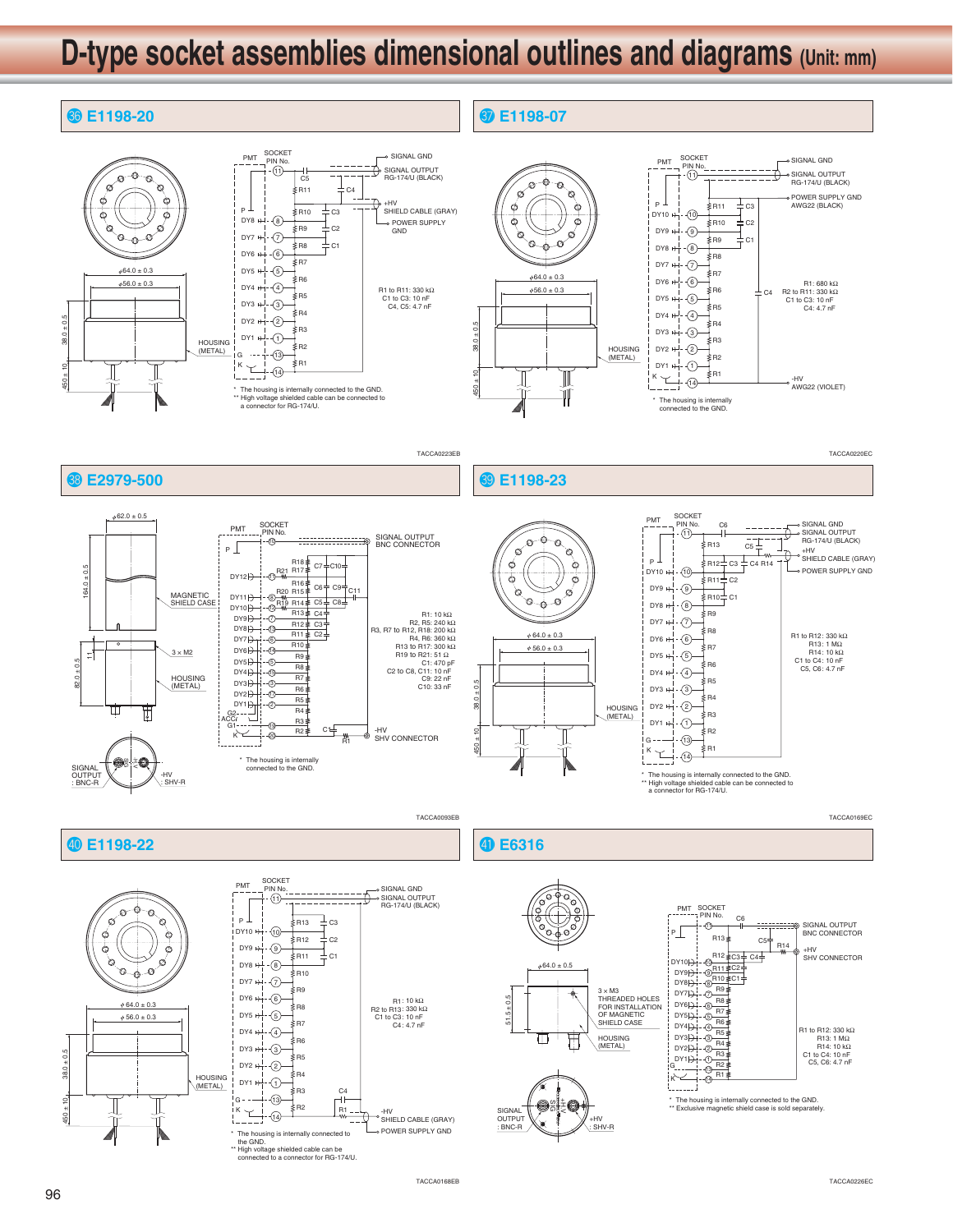# D-type socket assemblies dimensional outlines and diagrams (Unit: mm)

## ㊱ E1198-20

SOCKET PIN No.

PMT

SIGNAL GND

SIGNAL OUTPUT RG-174/U (BLACK)

+HV SHIELD CABLE (GRAY)

POWER SUPPLY GND

HOUSING (METAL)

φ64.0 ± 0.3

φ56.0 ± 0.3

38.0 ± 0.5

450 ± 10

R1 to R11: 330 kΩ
C1 to C3: 10 nF
C4, C5: 4.7 nF

\* The housing is internally connected to the GND.
\*\* High voltage shielded cable can be connected to a connector for RG-174/U.

TACCA0223EB

## ㊲ E1198-07

SOCKET PIN No.

PMT

SIGNAL GND

SIGNAL OUTPUT RG-174/U (BLACK)

POWER SUPPLY GND AWG22 (BLACK)

-HV AWG22 (VIOLET)

HOUSING (METAL)

φ64.0 ± 0.3

φ56.0 ± 0.3

38.0 ± 0.5

450 ± 10

R1: 680 kΩ
R2 to R11: 330 kΩ
C1 to C3: 10 nF
C4: 4.7 nF

\* The housing is internally connected to the GND.

TACCA0220EC

## ㊳ E2979-500

φ62.0 ± 0.5

164.0 ± 0.5

MAGNETIC SHIELD CASE

3 × M2

HOUSING (METAL)

82.0 ± 0.5

11

SIGNAL OUTPUT : BNC-R

-HV : SHV-R

SOCKET PIN No.

PMT

SIGNAL OUTPUT BNC CONNECTOR

-HV SHV CONNECTOR

R1: 10 kΩ
R2, R5: 240 kΩ
R3, R7 to R12, R18: 200 kΩ
R4, R6: 360 kΩ
R13 to R17: 300 kΩ
R19 to R21: 51 Ω
C1: 470 pF
C2 to C8, C11: 10 nF
C9: 22 nF
C10: 33 nF

\* The housing is internally connected to the GND.

TACCA0093EB

## ㊴ E1198-23

SOCKET PIN No.

PMT

SIGNAL GND

SIGNAL OUTPUT RG-174/U (BLACK)

+HV SHIELD CABLE (GRAY)

POWER SUPPLY GND

HOUSING (METAL)

φ64.0 ± 0.3

φ56.0 ± 0.3

38.0 ± 0.5

450 ± 10

R1 to R12: 330 kΩ
R13: 1 MΩ
R14: 10 kΩ
C1 to C3: 10 nF
C5, C6: 4.7 nF

\* The housing is internally connected to the GND.
\*\* High voltage shielded cable can be connected to a connector for RG-174/U.

TACCA0169EC

## ㊵ E1198-22

SOCKET PIN No.

PMT

SIGNAL GND

SIGNAL OUTPUT RG-174/U (BLACK)

-HV SHIELD CABLE (GRAY)

POWER SUPPLY GND

HOUSING (METAL)

φ64.0 ± 0.3

φ56.0 ± 0.3

38.0 ± 0.5

450 ± 10

R1: 10 kΩ
R2 to R13: 330 kΩ
C1 to C3: 10 nF
C4: 4.7 nF

\* The housing is internally connected to the GND.
\*\* High voltage shielded cable can be connected to a connector for RG-174/U.

TACCA0168EB

## ㊶ E6316

φ64.0 ± 0.5

51.5 ± 0.5

3 × M3 THREADED HOLES FOR INSTALLATION OF MAGNETIC SHIELD CASE

HOUSING (METAL)

SIGNAL OUTPUT : BNC-R

+HV : SHV-R

SOCKET PIN No.

PMT

SIGNAL OUTPUT BNC CONNECTOR

+HV SHV CONNECTOR

R1 to R12: 330 kΩ
R13: 1 MΩ
R14: 10 kΩ
C1 to C4: 10 nF
C5, C6: 4.7 nF

\* The housing is internally connected to the GND.
\*\* Exclusive magnetic shield case is sold separately.

TACCA0226EC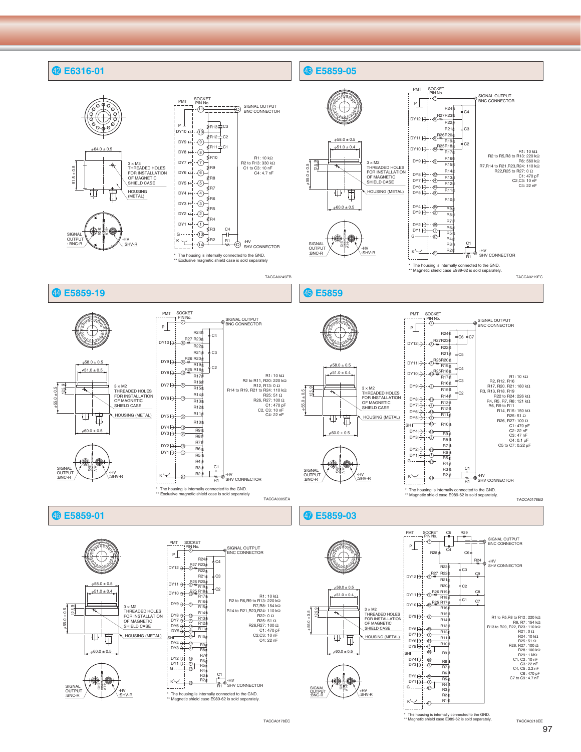## 42 E6316-01

φ64.0 ± 0.5

51.5 ± 0.5

3 × M3 THREADED HOLES FOR INSTALLATION OF MAGNETIC SHIELD CASE

HOUSING (METAL)

SIGNAL OUTPUT : BNC-R

-HV : SHV-R

PMT SOCKET PIN No.

SIGNAL OUTPUT BNC CONNECTOR

-HV SHV CONNECTOR

R1: 10 kΩ
R2 to R13: 330 kΩ
C1 to C3: 10 nF
C4: 4.7 nF

\* The housing is internally connected to the GND.
\*\* Exclusive magnetic shield case is sold separately

TACCA0245EB

## 43 E5859-05

φ58.0 ± 0.5

φ51.0 ± 0.4

55.0 ± 0.5

12.5

3 × M2 THREADED HOLES FOR INSTALLATION OF MAGNETIC SHIELD CASE

HOUSING (METAL)

φ60.0 ± 0.5

SIGNAL OUTPUT :BNC-R

-HV :SHV-R

PMT SOCKET PIN No.

SIGNAL OUTPUT BNC CONNECTOR

-HV SHV CONNECTOR

R1: 10 kΩ
R2 to R5,R8 to R13: 220 kΩ
R6: 560 kΩ
R7,R14 to R21,R23,R24: 110 kΩ
R22,R25 to R27: 0 Ω
C1: 470 pF
C2,C3: 10 nF
C4: 22 nF

\* The housing is internally connected to the GND.
\*\* Magnetic shield case E989-62 is sold separately.

TACCA0219EC

## 44 E5859-19

φ58.0 ± 0.5

φ51.0 ± 0.5

55.0 ± 0.5

12.5

3 × M2 THREADED HOLES FOR INSTALLATION OF MAGNETIC SHIELD CASE

HOUSING (METAL)

φ60.0 ± 0.5

SIGNAL OUTPUT :BNC-R

-HV :SHV-R

PMT SOCKET PIN No.

SIGNAL OUTPUT BNC CONNECTOR

-HV SHV CONNECTOR

R1: 10 kΩ
R2 to R11, R20: 220 kΩ
R12, R13: 0 Ω
R14 to R19, R21 to R24: 110 kΩ
R25: 51 Ω
R26, R27: 100 Ω
C1: 470 pF
C2, C3: 10 nF
C4: 22 nF

\* The housing is internally connected to the GND.
\*\* Exclusive magnetic shield case is sold separately

TACCA0305EA

## 45 E5859

φ58.0 ± 0.5

φ51.0 ± 0.4

55.0 ± 0.5

12.5

3 × M2 THREADED HOLES FOR INSTALLATION OF MAGNETIC SHIELD CASE

HOUSING (METAL)

φ60.0 ± 0.5

SIGNAL OUTPUT :BNC-R

-HV :SHV-R

PMT SOCKET PIN No.

SIGNAL OUTPUT BNC CONNECTOR

-HV SHV CONNECTOR

R1: 10 kΩ
R2, R12, R16
R17, R20, R21: 180 kΩ
R3, R13, R18, R19
R22 to R24: 226 kΩ
R4, R5, R7, R8: 121 kΩ
R6, R9 to R11
R14, R15: 150 kΩ
R25: 51 Ω
R26, R27: 100 Ω
C1: 470 pF
C2: 22 nF
C3: 47 nF
C4: 0.1 μF
C5 to C7: 0.22 μF

\* The housing is internally connected to the GND.
\*\* Magnetic shield case E989-62 is sold separately.

TACCA0176ED

## 46 E5859-01

φ58.0 ± 0.5

φ51.0 ± 0.4

55.0 ± 0.5

12.5

3 × M2 THREADED HOLES FOR INSTALLATION OF MAGNETIC SHIELD CASE

HOUSING (METAL)

φ60.0 ± 0.5

SIGNAL OUTPUT :BNC-R

-HV :SHV-R

PMT SOCKET PIN No.

SIGNAL OUTPUT BNC CONNECTOR

-HV SHV CONNECTOR

R1: 10 kΩ
R2 to R6,R9 to R13: 220 kΩ
R7,R8: 154 kΩ
R14 to R21,R23,R24: 110 kΩ
R22: 0 Ω
R25: 51 Ω
R26,R27: 100 Ω
C1: 470 pF
C2,C3: 10 nF
C4: 22 nF

\* The housing is internally connected to the GND.
\*\* Magnetic shield case E989-62 is sold separately.

TACCA0178EC

## 47 E5859-03

φ58.0 ± 0.5

φ51.0 ± 0.4

55.0 ± 0.5

12.5

3 × M2 THREADED HOLES FOR INSTALLATION OF MAGNETIC SHIELD CASE

HOUSING (METAL)

φ60.0 ± 0.5

SIGNAL OUTPUT :BNC-R

+HV :SHV-R

PMT SOCKET PIN No.

SIGNAL OUTPUT BNC CONNECTOR

+HV SHV CONNECTOR

R1 to R5,R8 to R12: 220 kΩ
R6, R7: 154 kΩ
R13 to R20, R22, R23: 110 kΩ
R21: 0 Ω
R24: 10 kΩ
R25: 51 Ω
R26, R27: 100 Ω
R28: 100 kΩ
R29: 1 MΩ
C1, C2: 10 nF
C3: 22 nF
C4, C5: 2.2 nF
C6: 470 pF
C7 to C9: 4.7 nF

\* The housing is internally connected to the GND.
\*\* Magnetic shield case E989-62 is sold separately.

TACCA0218EE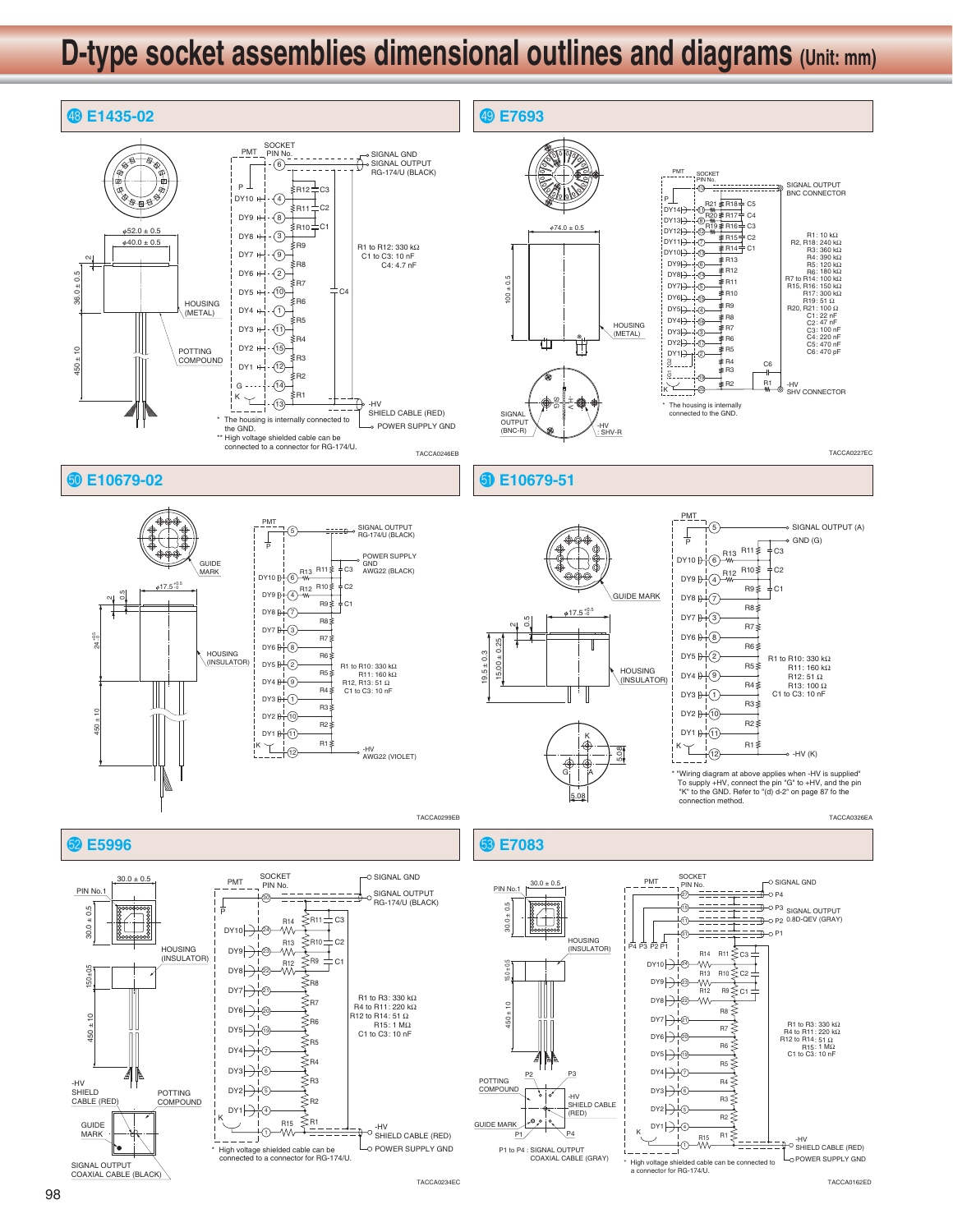# D-type socket assemblies dimensional outlines and diagrams (Unit: mm)

## 48 E1435-02

φ52.0 ± 0.5
φ40.0 ± 0.5
36.0 ± 0.5
450 ± 10
HOUSING (METAL)
POTTING COMPOUND

PMT / SOCKET PIN No.
SIGNAL GND
SIGNAL OUTPUT RG-174/U (BLACK)
-HV SHIELD CABLE (RED)
POWER SUPPLY GND

R1 to R12: 330 kΩ
C1 to C3: 10 nF
C4: 4.7 nF

\* The housing is internally connected to the GND.
\*\* High voltage shielded cable can be connected to a connector for RG-174/U.

TACCA0246EB

## 49 E7693

φ74.0 ± 0.5
100 ± 0.5
HOUSING (METAL)
SIGNAL OUTPUT (BNC-R)
-HV SHV-R

SIGNAL OUTPUT BNC CONNECTOR
-HV SHV CONNECTOR

R1: 10 kΩ
R2, R18: 240 kΩ
R3: 360 kΩ
R4: 390 kΩ
R5: 120 kΩ
R6: 180 kΩ
R7 to R14: 100 kΩ
R15, R16: 150 kΩ
R17: 300 kΩ
R19: 51 Ω
R20, R21: 100 Ω
C1: 22 nF
C2: 47 nF
C3: 100 nF
C4: 220 nF
C5: 470 nF
C6: 470 pF

\* The housing is internally connected to the GND.

TACCA0227EC

## 50 E10679-02

GUIDE MARK
φ17.5 $^{+0.5}_{-0}$
24 $^{+0.5}_{-0}$
450 ± 10
HOUSING (INSULATOR)

SIGNAL OUTPUT RG-174/U (BLACK)
POWER SUPPLY GND AWG22 (BLACK)
-HV AWG22 (VIOLET)

R1 to R10: 330 kΩ
R11: 160 kΩ
R12, R13: 51 Ω
C1 to C3: 10 nF

TACCA0299EB

## 51 E10679-51

GUIDE MARK
φ17.5 $^{+0.5}_{-0}$
19.5 ± 0.3
15.00 ± 0.25
HOUSING (INSULATOR)
5.08

SIGNAL OUTPUT (A)
GND (G)
-HV (K)

R1 to R10: 330 kΩ
R11: 160 kΩ
R12: 51 Ω
R13: 100 Ω
C1 to C3: 10 nF

\* "Wiring diagram at above applies when -HV is supplied" To supply +HV, connect the pin "G" to +HV, and the pin "K" to the GND. Refer to "(d) d-2" on page 87 for the connection method.

TACCA0326EA

## 52 E5996

PIN No.1
30.0 ± 0.5
150 ± 5
450 ± 10
HOUSING (INSULATOR)
-HV SHIELD CABLE (RED)
POTTING COMPOUND
GUIDE MARK
SIGNAL OUTPUT COAXIAL CABLE (BLACK)

SIGNAL GND
SIGNAL OUTPUT RG-174/U (BLACK)
-HV SHIELD CABLE (RED)
POWER SUPPLY GND

R1 to R3: 330 kΩ
R4 to R11: 220 kΩ
R12 to R14: 51 Ω
R15: 1 MΩ
C1 to C3: 10 nF

\* High voltage shielded cable can be connected to a connector for RG-174/U.

TACCA0234EC

## 53 E7083

PIN No.1
30.0 ± 0.5
15.0 ± 0.5
450 ± 10
HOUSING (INSULATOR)
POTTING COMPOUND
GUIDE MARK
-HV SHIELD CABLE (RED)
P1 to P4 : SIGNAL OUTPUT COAXIAL CABLE (GRAY)

SIGNAL GND
SIGNAL OUTPUT 0.8D-QEV (GRAY)
-HV SHIELD CABLE (RED)
POWER SUPPLY GND

R1 to R3: 330 kΩ
R4 to R11: 220 kΩ
R12 to R14: 51 Ω
R15: 1 MΩ
C1 to C3: 10 nF

\* High voltage shielded cable can be connected to a connector for RG-174/U.

TACCA0162ED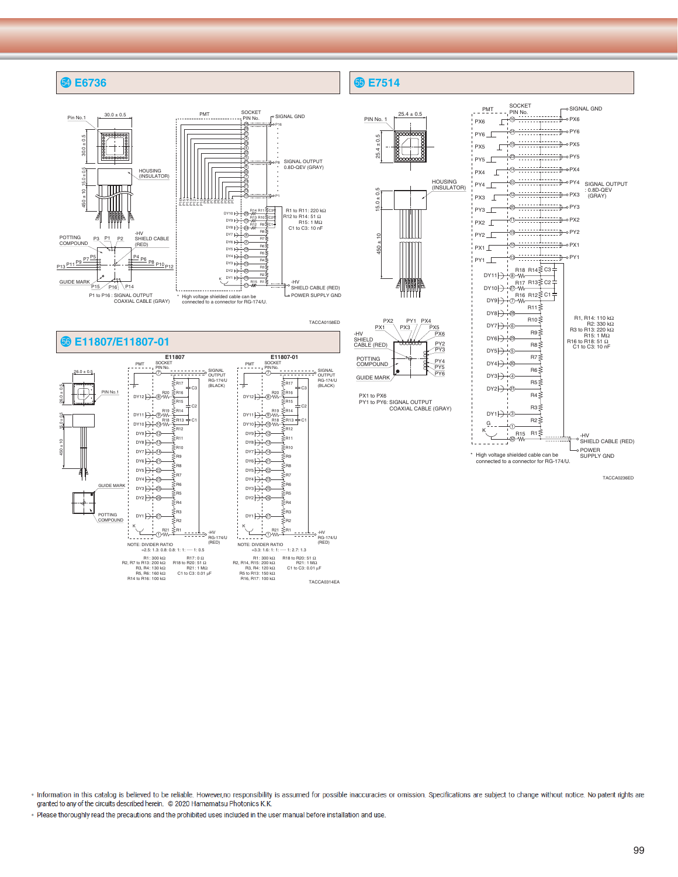## 54 E6736

Pin No.1

30.0 ± 0.5

30.0 ± 0.5

15.0 ± 0.5

450 ± 10

HOUSING (INSULATOR)

POTTING COMPOUND

P3 P1 P2

-HV SHIELD CABLE (RED)

P13 P11 P9 P7 P5 P4 P6 P8 P10 P12

GUIDE MARK

P15 P16 P14

P1 to P16 : SIGNAL OUTPUT COAXIAL CABLE (GRAY)

PMT

SOCKET PIN No.

SIGNAL GND

SIGNAL OUTPUT 0.8D-QEV (GRAY)

R1 to R11: 220 kΩ
R12 to R14: 51 Ω
R15: 1 MΩ
C1 to C3: 10 nF

-HV SHIELD CABLE (RED)

POWER SUPPLY GND

* High voltage shielded cable can be connected to a connector for RG-174/U.

TACCA0158ED

## 55 E7514

PIN No. 1

25.4 ± 0.5

25.4 ± 0.5

HOUSING (INSULATOR)

15.0 ± 0.5

450 ± 10

PX2 PY1 PX4 PX1 PX3 PX5 PX6 PY2 PY3 PY4 PY5 PY6

-HV SHIELD CABLE (RED)

POTTING COMPOUND

GUIDE MARK

PX1 to PX6
PY1 to PY6: SIGNAL OUTPUT COAXIAL CABLE (GRAY)

PMT

SOCKET PIN No.

SIGNAL GND

SIGNAL OUTPUT : 0.8D-QEV (GRAY)

R1, R14: 110 kΩ
R2: 330 kΩ
R3 to R13: 220 kΩ
R15: 1 MΩ
R16 to R18: 51 Ω
C1 to C3: 10 nF

-HV SHIELD CABLE (RED)

POWER SUPPLY GND

* High voltage shielded cable can be connected to a connector for RG-174/U.

TACCA0236ED

## 56 E11807/E11807-01

26.0 ± 0.5

26.0 ± 0.5

PIN No.1

15.0 ± 0.5

450 ± 10

GUIDE MARK

POTTING COMPOUND

**E11807**

PMT

SOCKET PIN No.

SIGNAL OUTPUT RG-174/U (BLACK)

-HV RG-174/U (RED)

NOTE: DIVIDER RATIO
=2.5 : 1.3 : 0.8 : 0.8 : 1 : 1 : ····· 1 : 0.5

R1: 300 kΩ
R2, R7 to R13: 200 kΩ
R3, R4: 130 kΩ
R5, R6: 160 kΩ
R14 to R16: 100 kΩ
R17: 0 Ω
R18 to R20: 51 Ω
R21: 1 MΩ
C1 to C3: 0.01 μF

**E11807-01**

PMT

SOCKET PIN No.

SIGNAL OUTPUT RG-174/U (BLACK)

-HV RG-174/U (RED)

NOTE: DIVIDER RATIO
=3.3 : 1.6 : 1 : 1 : ····· 1 : 2.7 : 1.3

R1: 300 kΩ
R2, R14, R15: 200 kΩ
R3, R4: 120 kΩ
R5 to R13: 150 kΩ
R16, R17: 100 kΩ
R18 to R20: 51 Ω
R21: 1 MΩ
C1 to C3: 0.01 μF

TACCA0314EA

- Information in this catalog is believed to be reliable. However,no responsibility is assumed for possible inaccuracies or omission. Specifications are subject to change without notice. No patent rights are granted to any of the circuits described herein. © 2020 Hamamatsu Photonics K.K.
- Please thoroughly read the precautions and the prohibited uses included in the user manual before installation and use.